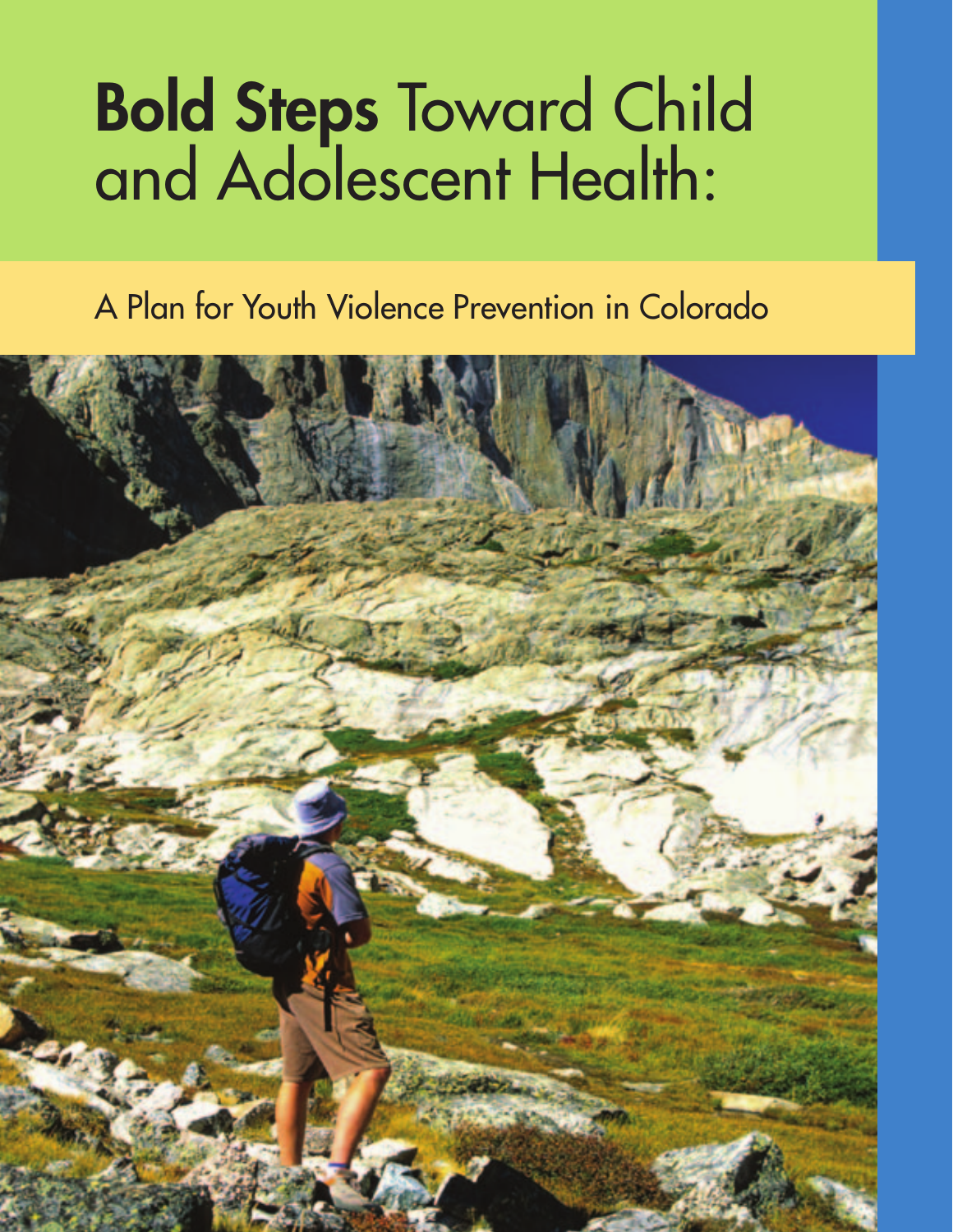# **Bold Steps** Toward Child and Adolescent Health:

## A Plan for Youth Violence Prevention in Colorado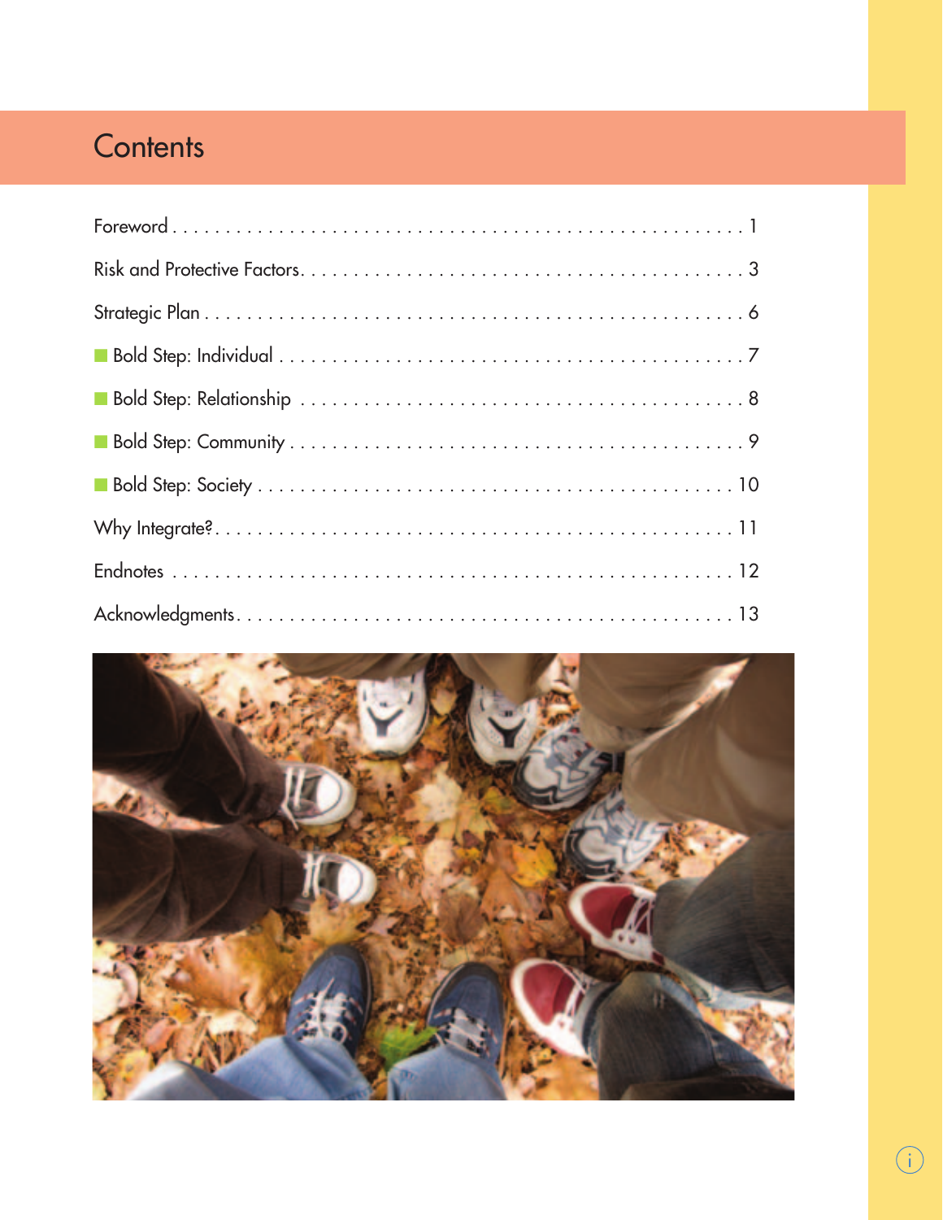# Contents

Foreword . . . . . . . . . . . . . . . . . . . . . . . . . . . . . . . . . . . . . . . . . . . . . . . . . . . . 1

Risk and Protective Factors. . . . . . . . . . . . . . . . . . . . . . . . . . . . . . . . . . . . . . . . . 3

Strategic Plan . . . . . . . . . . . . . . . . . . . . . . . . . . . . . . . . . . . . . . . . . . . . . . . . . . 6

- Bold Step: Individual . . . . . . . . . . . . . . . . . . . . . . . . . . . . . . . . . . . . . . . . . . 7
- Bold Step: Relationship . . . . . . . . . . . . . . . . . . . . . . . . . . . . . . . . . . . . . . . . 8
- Bold Step: Community . . . . . . . . . . . . . . . . . . . . . . . . . . . . . . . . . . . . . . . . . 9
- Bold Step: Society . . . . . . . . . . . . . . . . . . . . . . . . . . . . . . . . . . . . . . . . . . . 10

Why Integrate?. . . . . . . . . . . . . . . . . . . . . . . . . . . . . . . . . . . . . . . . . . . . . . . . 11

Endnotes . . . . . . . . . . . . . . . . . . . . . . . . . . . . . . . . . . . . . . . . . . . . . . . . . . . 12

Acknowledgments. . . . . . . . . . . . . . . . . . . . . . . . . . . . . . . . . . . . . . . . . . . . . 13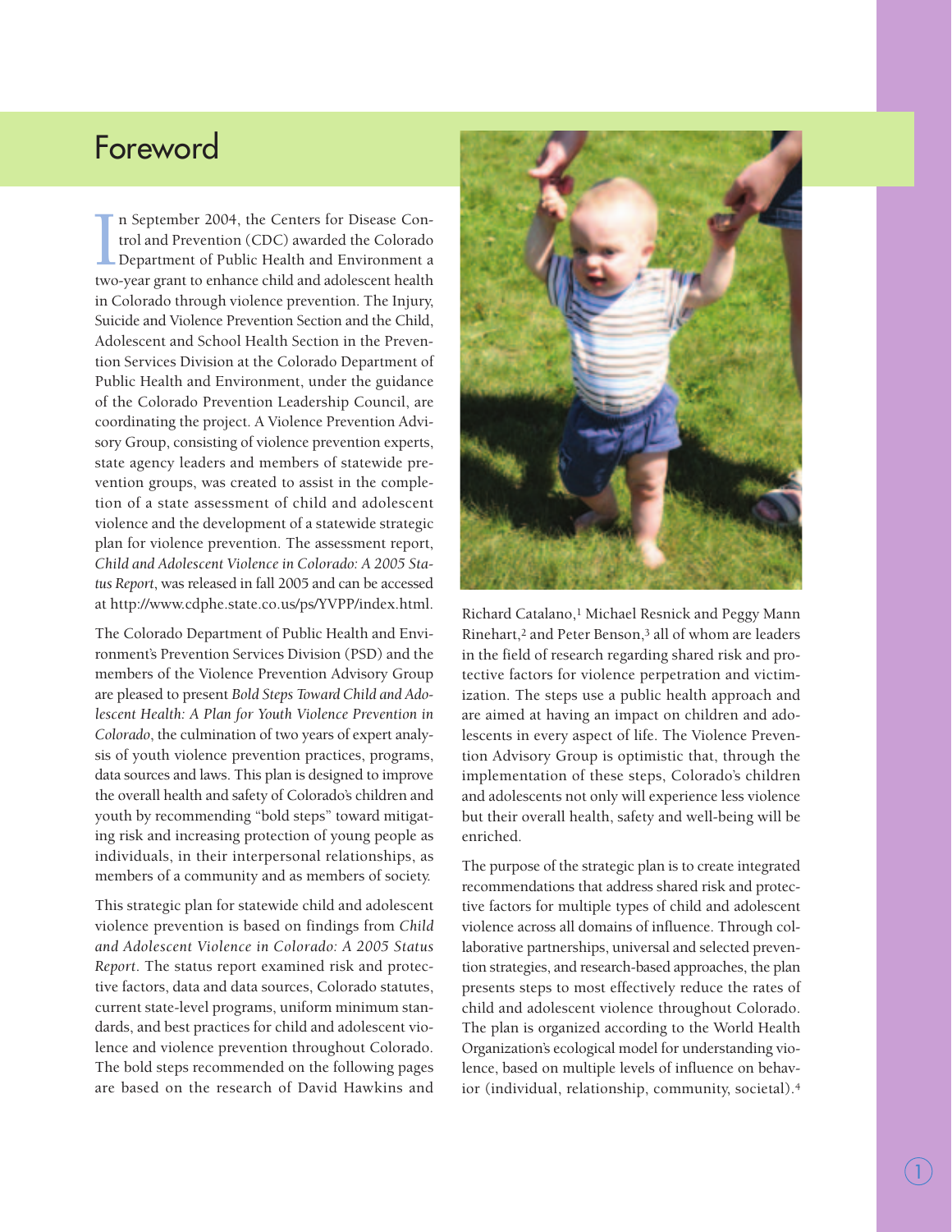# Foreword

In September 2004, the Centers for Disease Control and Prevention (CDC) awarded the Colorado Department of Public Health and Environment a two-year grant to enhance child and adolescent health in Colorado through violence prevention. The Injury, Suicide and Violence Prevention Section and the Child, Adolescent and School Health Section in the Prevention Services Division at the Colorado Department of Public Health and Environment, under the guidance of the Colorado Prevention Leadership Council, are coordinating the project. A Violence Prevention Advisory Group, consisting of violence prevention experts, state agency leaders and members of statewide prevention groups, was created to assist in the completion of a state assessment of child and adolescent violence and the development of a statewide strategic plan for violence prevention. The assessment report, *Child and Adolescent Violence in Colorado: A 2005 Status Report*, was released in fall 2005 and can be accessed at http://www.cdphe.state.co.us/ps/YVPP/index.html.

The Colorado Department of Public Health and Environment's Prevention Services Division (PSD) and the members of the Violence Prevention Advisory Group are pleased to present *Bold Steps Toward Child and Adolescent Health: A Plan for Youth Violence Prevention in Colorado*, the culmination of two years of expert analysis of youth violence prevention practices, programs, data sources and laws. This plan is designed to improve the overall health and safety of Colorado's children and youth by recommending "bold steps" toward mitigating risk and increasing protection of young people as individuals, in their interpersonal relationships, as members of a community and as members of society.

This strategic plan for statewide child and adolescent violence prevention is based on findings from *Child and Adolescent Violence in Colorado: A 2005 Status Report*. The status report examined risk and protective factors, data and data sources, Colorado statutes, current state-level programs, uniform minimum standards, and best practices for child and adolescent violence and violence prevention throughout Colorado. The bold steps recommended on the following pages are based on the research of David Hawkins and Richard Catalano,[1] Michael Resnick and Peggy Mann Rinehart,[2] and Peter Benson,[3] all of whom are leaders in the field of research regarding shared risk and protective factors for violence perpetration and victimization. The steps use a public health approach and are aimed at having an impact on children and adolescents in every aspect of life. The Violence Prevention Advisory Group is optimistic that, through the implementation of these steps, Colorado's children and adolescents not only will experience less violence but their overall health, safety and well-being will be enriched.

The purpose of the strategic plan is to create integrated recommendations that address shared risk and protective factors for multiple types of child and adolescent violence across all domains of influence. Through collaborative partnerships, universal and selected prevention strategies, and research-based approaches, the plan presents steps to most effectively reduce the rates of child and adolescent violence throughout Colorado. The plan is organized according to the World Health Organization's ecological model for understanding violence, based on multiple levels of influence on behavior (individual, relationship, community, societal).[4]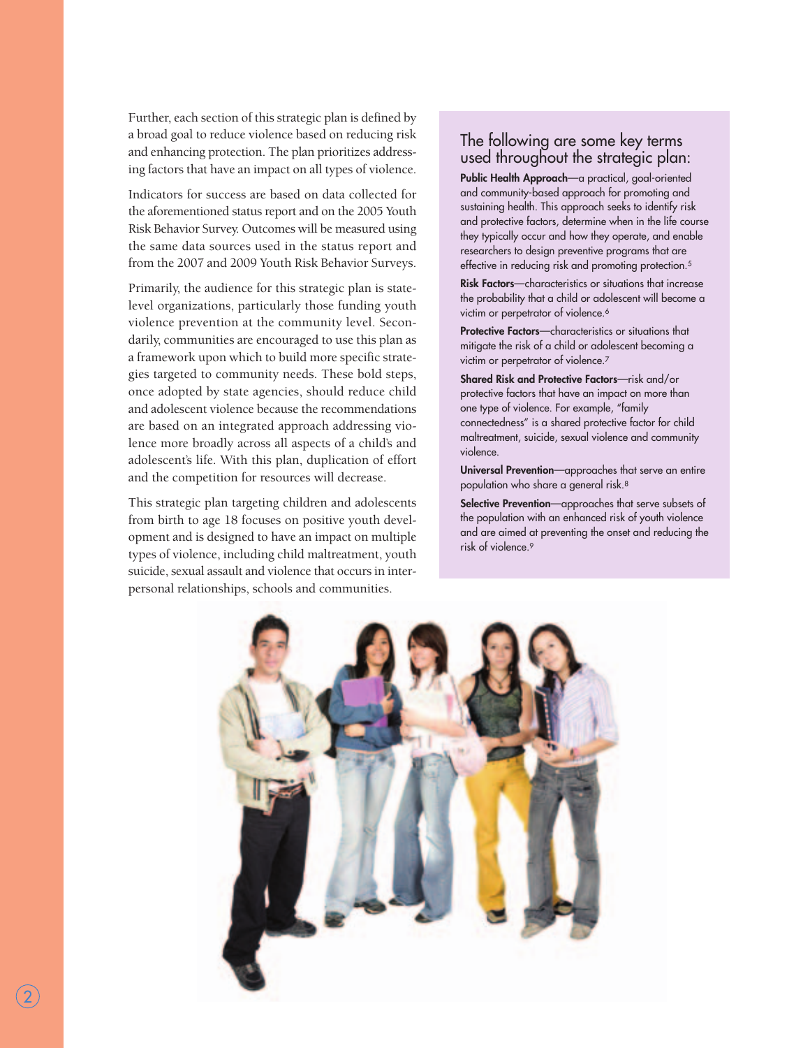Further, each section of this strategic plan is defined by a broad goal to reduce violence based on reducing risk and enhancing protection. The plan prioritizes addressing factors that have an impact on all types of violence.

Indicators for success are based on data collected for the aforementioned status report and on the 2005 Youth Risk Behavior Survey. Outcomes will be measured using the same data sources used in the status report and from the 2007 and 2009 Youth Risk Behavior Surveys.

Primarily, the audience for this strategic plan is state-level organizations, particularly those funding youth violence prevention at the community level. Secondarily, communities are encouraged to use this plan as a framework upon which to build more specific strategies targeted to community needs. These bold steps, once adopted by state agencies, should reduce child and adolescent violence because the recommendations are based on an integrated approach addressing violence more broadly across all aspects of a child's and adolescent's life. With this plan, duplication of effort and the competition for resources will decrease.

This strategic plan targeting children and adolescents from birth to age 18 focuses on positive youth development and is designed to have an impact on multiple types of violence, including child maltreatment, youth suicide, sexual assault and violence that occurs in interpersonal relationships, schools and communities.

## The following are some key terms used throughout the strategic plan:

**Public Health Approach**—a practical, goal-oriented and community-based approach for promoting and sustaining health. This approach seeks to identify risk and protective factors, determine when in the life course they typically occur and how they operate, and enable researchers to design preventive programs that are effective in reducing risk and promoting protection.[5]

**Risk Factors**—characteristics or situations that increase the probability that a child or adolescent will become a victim or perpetrator of violence.[6]

**Protective Factors**—characteristics or situations that mitigate the risk of a child or adolescent becoming a victim or perpetrator of violence.[7]

**Shared Risk and Protective Factors**—risk and/or protective factors that have an impact on more than one type of violence. For example, "family connectedness" is a shared protective factor for child maltreatment, suicide, sexual violence and community violence.

**Universal Prevention**—approaches that serve an entire population who share a general risk.[8]

**Selective Prevention**—approaches that serve subsets of the population with an enhanced risk of youth violence and are aimed at preventing the onset and reducing the risk of violence.[9]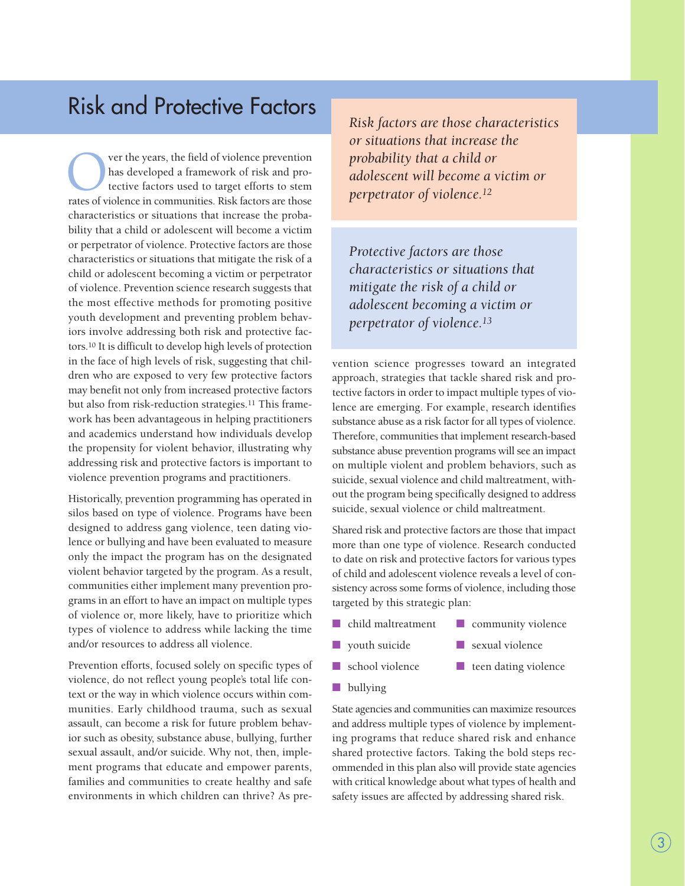# Risk and Protective Factors

Over the years, the field of violence prevention has developed a framework of risk and protective factors used to target efforts to stem rates of violence in communities. Risk factors are those characteristics or situations that increase the probability that a child or adolescent will become a victim or perpetrator of violence. Protective factors are those characteristics or situations that mitigate the risk of a child or adolescent becoming a victim or perpetrator of violence. Prevention science research suggests that the most effective methods for promoting positive youth development and preventing problem behaviors involve addressing both risk and protective factors.[10] It is difficult to develop high levels of protection in the face of high levels of risk, suggesting that children who are exposed to very few protective factors may benefit not only from increased protective factors but also from risk-reduction strategies.[11] This framework has been advantageous in helping practitioners and academics understand how individuals develop the propensity for violent behavior, illustrating why addressing risk and protective factors is important to violence prevention programs and practitioners.

Historically, prevention programming has operated in silos based on type of violence. Programs have been designed to address gang violence, teen dating violence or bullying and have been evaluated to measure only the impact the program has on the designated violent behavior targeted by the program. As a result, communities either implement many prevention programs in an effort to have an impact on multiple types of violence or, more likely, have to prioritize which types of violence to address while lacking the time and/or resources to address all violence.

Prevention efforts, focused solely on specific types of violence, do not reflect young people's total life context or the way in which violence occurs within communities. Early childhood trauma, such as sexual assault, can become a risk for future problem behavior such as obesity, substance abuse, bullying, further sexual assault, and/or suicide. Why not, then, implement programs that educate and empower parents, families and communities to create healthy and safe environments in which children can thrive? As prevention science progresses toward an integrated approach, strategies that tackle shared risk and protective factors in order to impact multiple types of violence are emerging. For example, research identifies substance abuse as a risk factor for all types of violence. Therefore, communities that implement research-based substance abuse prevention programs will see an impact on multiple violent and problem behaviors, such as suicide, sexual violence and child maltreatment, without the program being specifically designed to address suicide, sexual violence or child maltreatment.

*Risk factors are those characteristics or situations that increase the probability that a child or adolescent will become a victim or perpetrator of violence.[12]*

*Protective factors are those characteristics or situations that mitigate the risk of a child or adolescent becoming a victim or perpetrator of violence.[13]*

Shared risk and protective factors are those that impact more than one type of violence. Research conducted to date on risk and protective factors for various types of child and adolescent violence reveals a level of consistency across some forms of violence, including those targeted by this strategic plan:

- child maltreatment
- youth suicide
- school violence
- bullying
- community violence
- sexual violence
- teen dating violence

State agencies and communities can maximize resources and address multiple types of violence by implementing programs that reduce shared risk and enhance shared protective factors. Taking the bold steps recommended in this plan also will provide state agencies with critical knowledge about what types of health and safety issues are affected by addressing shared risk.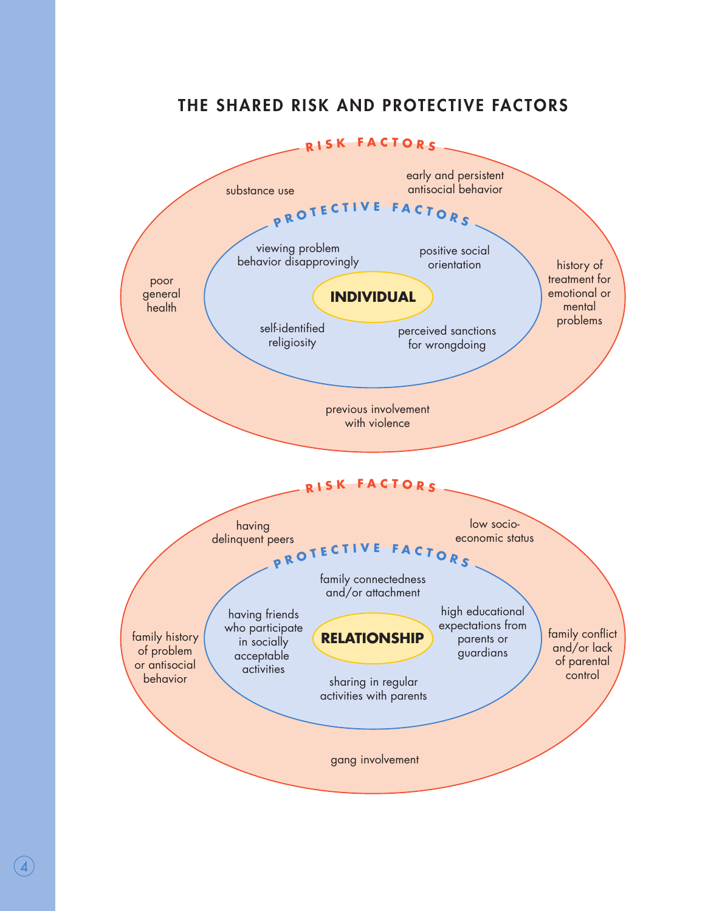## THE SHARED RISK AND PROTECTIVE FACTORS

### INDIVIDUAL

**RISK FACTORS**

- substance use
- early and persistent antisocial behavior
- poor general health
- history of treatment for emotional or mental problems
- previous involvement with violence

**PROTECTIVE FACTORS**

- viewing problem behavior disapprovingly
- positive social orientation
- self-identified religiosity
- perceived sanctions for wrongdoing

### RELATIONSHIP

**RISK FACTORS**

- having delinquent peers
- low socio-economic status
- family history of problem or antisocial behavior
- family conflict and/or lack of parental control
- gang involvement

**PROTECTIVE FACTORS**

- family connectedness and/or attachment
- having friends who participate in socially acceptable activities
- high educational expectations from parents or guardians
- sharing in regular activities with parents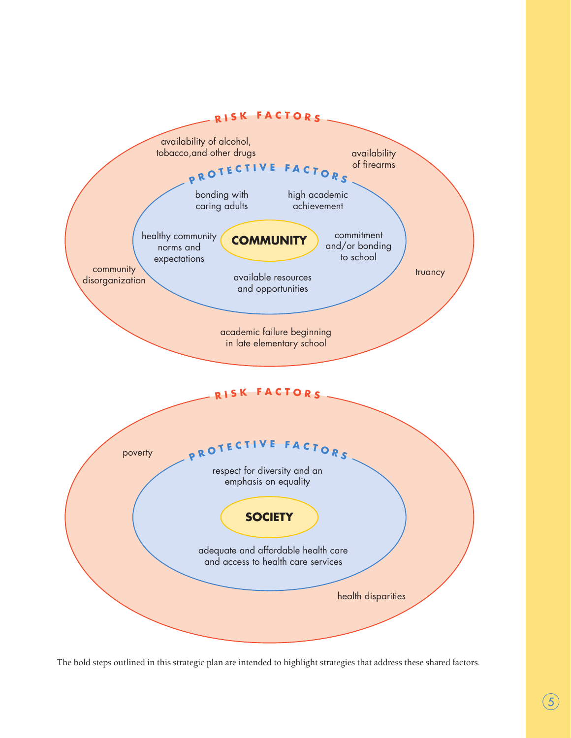**RISK FACTORS**

- availability of alcohol, tobacco,and other drugs
- availability of firearms
- community disorganization
- truancy
- academic failure beginning in late elementary school

**PROTECTIVE FACTORS**

- bonding with caring adults
- high academic achievement
- healthy community norms and expectations
- commitment and/or bonding to school
- available resources and opportunities

**COMMUNITY**

**RISK FACTORS**

- poverty
- health disparities

**PROTECTIVE FACTORS**

- respect for diversity and an emphasis on equality
- adequate and affordable health care and access to health care services

**SOCIETY**

The bold steps outlined in this strategic plan are intended to highlight strategies that address these shared factors.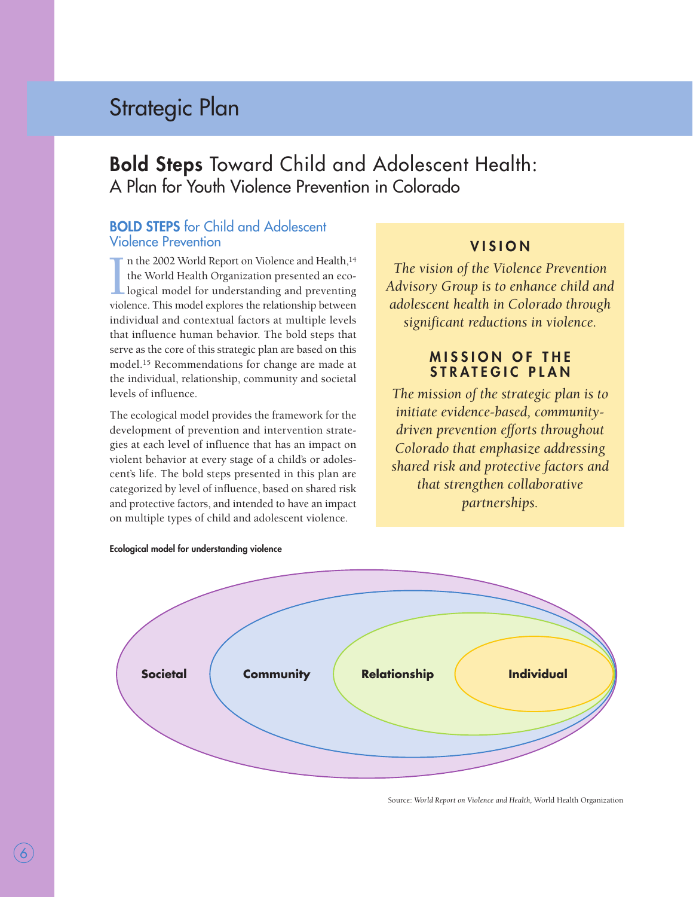# Strategic Plan

## **Bold Steps** Toward Child and Adolescent Health: A Plan for Youth Violence Prevention in Colorado

### **BOLD STEPS** for Child and Adolescent Violence Prevention

In the 2002 World Report on Violence and Health,[14] the World Health Organization presented an ecological model for understanding and preventing violence. This model explores the relationship between individual and contextual factors at multiple levels that influence human behavior. The bold steps that serve as the core of this strategic plan are based on this model.[15] Recommendations for change are made at the individual, relationship, community and societal levels of influence.

The ecological model provides the framework for the development of prevention and intervention strategies at each level of influence that has an impact on violent behavior at every stage of a child's or adolescent's life. The bold steps presented in this plan are categorized by level of influence, based on shared risk and protective factors, and intended to have an impact on multiple types of child and adolescent violence.

### VISION

*The vision of the Violence Prevention Advisory Group is to enhance child and adolescent health in Colorado through significant reductions in violence.*

### MISSION OF THE STRATEGIC PLAN

*The mission of the strategic plan is to initiate evidence-based, community-driven prevention efforts throughout Colorado that emphasize addressing shared risk and protective factors and that strengthen collaborative partnerships.*

**Ecological model for understanding violence**

Societal | Community | Relationship | Individual

Source: *World Report on Violence and Health,* World Health Organization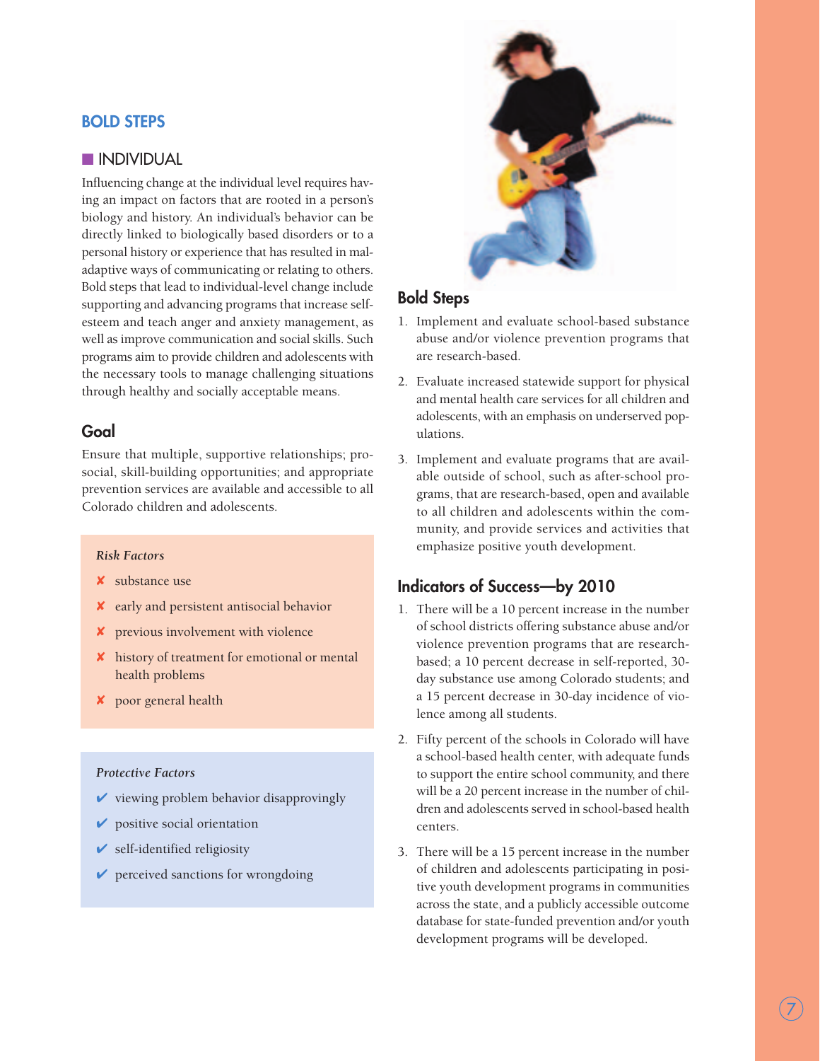## BOLD STEPS

### INDIVIDUAL

Influencing change at the individual level requires having an impact on factors that are rooted in a person's biology and history. An individual's behavior can be directly linked to biologically based disorders or to a personal history or experience that has resulted in maladaptive ways of communicating or relating to others. Bold steps that lead to individual-level change include supporting and advancing programs that increase self-esteem and teach anger and anxiety management, as well as improve communication and social skills. Such programs aim to provide children and adolescents with the necessary tools to manage challenging situations through healthy and socially acceptable means.

### Goal

Ensure that multiple, supportive relationships; prosocial, skill-building opportunities; and appropriate prevention services are available and accessible to all Colorado children and adolescents.

*Risk Factors*

- ✘ substance use
- ✘ early and persistent antisocial behavior
- ✘ previous involvement with violence
- ✘ history of treatment for emotional or mental health problems
- ✘ poor general health

*Protective Factors*

- ✔ viewing problem behavior disapprovingly
- ✔ positive social orientation
- ✔ self-identified religiosity
- ✔ perceived sanctions for wrongdoing

### Bold Steps

1. Implement and evaluate school-based substance abuse and/or violence prevention programs that are research-based.
2. Evaluate increased statewide support for physical and mental health care services for all children and adolescents, with an emphasis on underserved populations.
3. Implement and evaluate programs that are available outside of school, such as after-school programs, that are research-based, open and available to all children and adolescents within the community, and provide services and activities that emphasize positive youth development.

### Indicators of Success—by 2010

1. There will be a 10 percent increase in the number of school districts offering substance abuse and/or violence prevention programs that are research-based; a 10 percent decrease in self-reported, 30-day substance use among Colorado students; and a 15 percent decrease in 30-day incidence of violence among all students.
2. Fifty percent of the schools in Colorado will have a school-based health center, with adequate funds to support the entire school community, and there will be a 20 percent increase in the number of children and adolescents served in school-based health centers.
3. There will be a 15 percent increase in the number of children and adolescents participating in positive youth development programs in communities across the state, and a publicly accessible outcome database for state-funded prevention and/or youth development programs will be developed.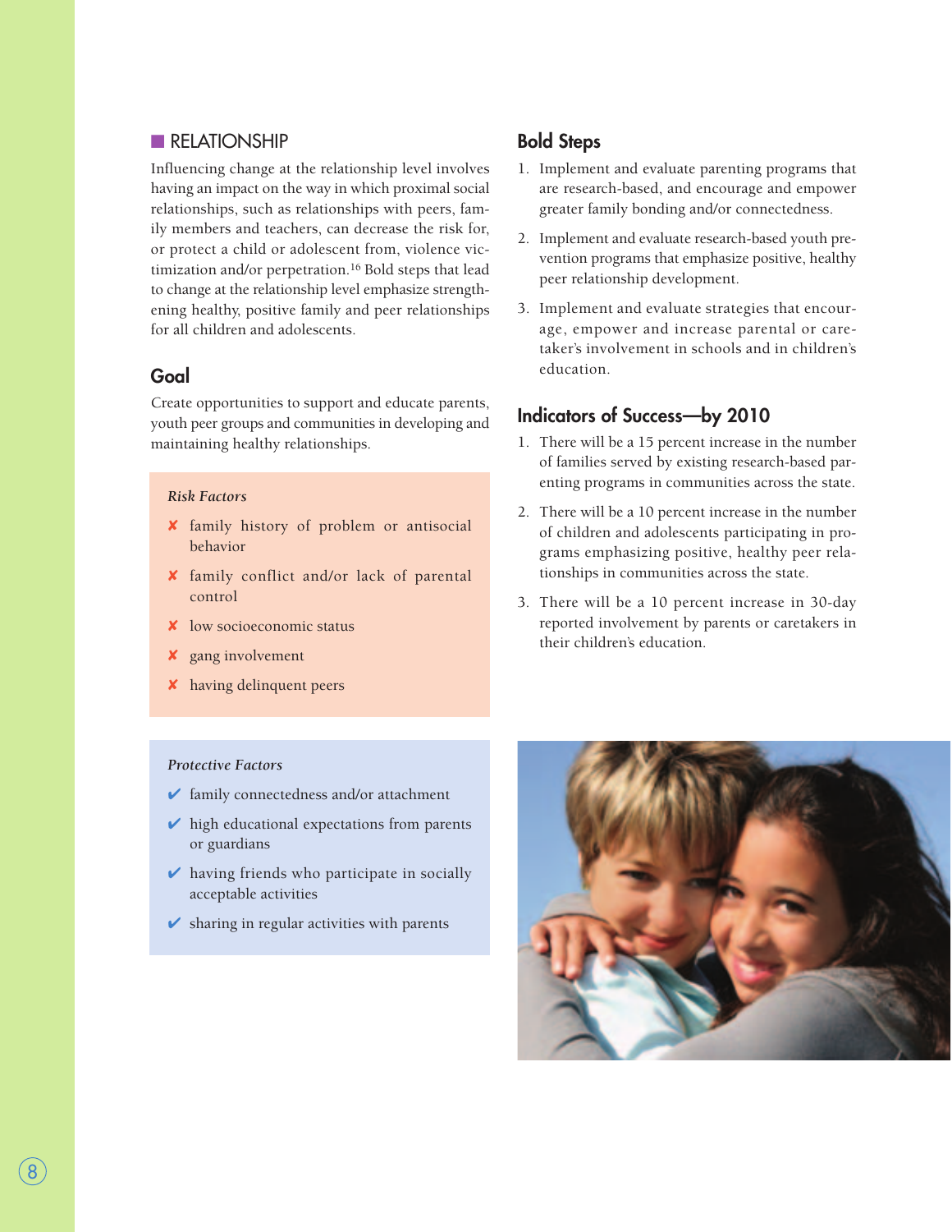## RELATIONSHIP

Influencing change at the relationship level involves having an impact on the way in which proximal social relationships, such as relationships with peers, family members and teachers, can decrease the risk for, or protect a child or adolescent from, violence victimization and/or perpetration.[16] Bold steps that lead to change at the relationship level emphasize strengthening healthy, positive family and peer relationships for all children and adolescents.

### Goal

Create opportunities to support and educate parents, youth peer groups and communities in developing and maintaining healthy relationships.

*Risk Factors*

- ✘ family history of problem or antisocial behavior
- ✘ family conflict and/or lack of parental control
- ✘ low socioeconomic status
- ✘ gang involvement
- ✘ having delinquent peers

*Protective Factors*

- ✔ family connectedness and/or attachment
- ✔ high educational expectations from parents or guardians
- ✔ having friends who participate in socially acceptable activities
- ✔ sharing in regular activities with parents

### Bold Steps

1. Implement and evaluate parenting programs that are research-based, and encourage and empower greater family bonding and/or connectedness.
2. Implement and evaluate research-based youth prevention programs that emphasize positive, healthy peer relationship development.
3. Implement and evaluate strategies that encourage, empower and increase parental or caretaker's involvement in schools and in children's education.

### Indicators of Success—by 2010

1. There will be a 15 percent increase in the number of families served by existing research-based parenting programs in communities across the state.
2. There will be a 10 percent increase in the number of children and adolescents participating in programs emphasizing positive, healthy peer relationships in communities across the state.
3. There will be a 10 percent increase in 30-day reported involvement by parents or caretakers in their children's education.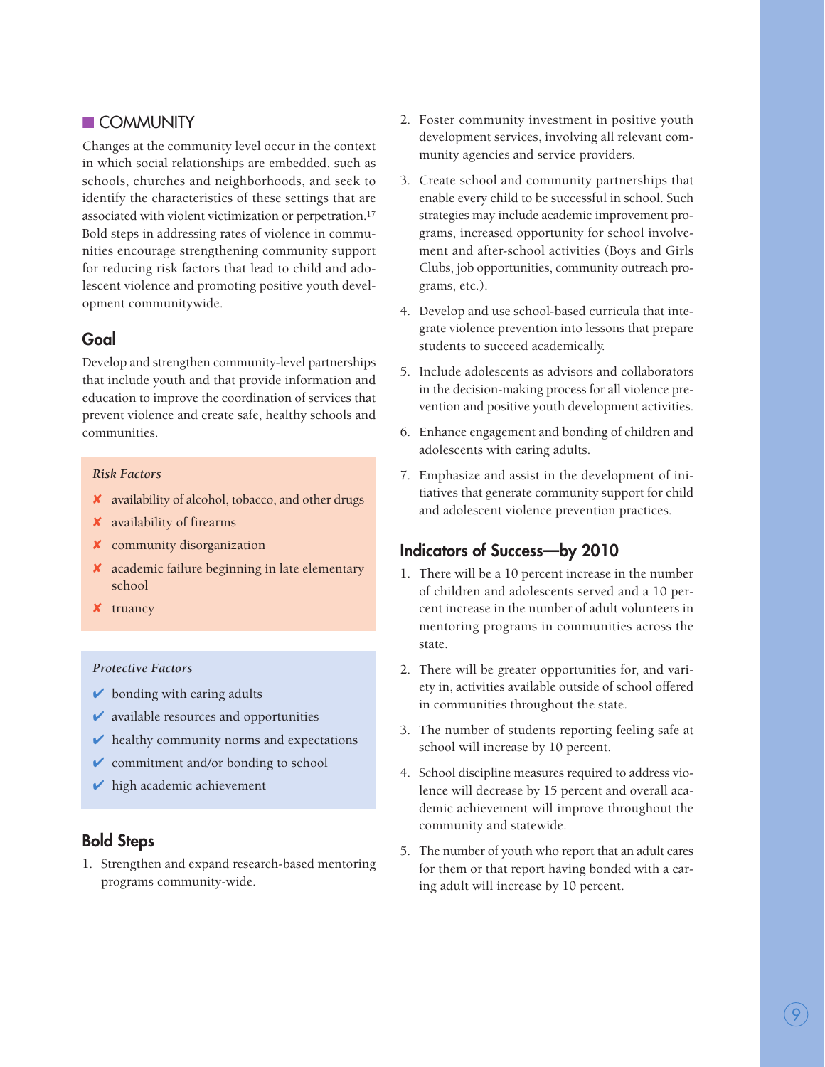## COMMUNITY

Changes at the community level occur in the context in which social relationships are embedded, such as schools, churches and neighborhoods, and seek to identify the characteristics of these settings that are associated with violent victimization or perpetration.[17] Bold steps in addressing rates of violence in communities encourage strengthening community support for reducing risk factors that lead to child and adolescent violence and promoting positive youth development communitywide.

### Goal

Develop and strengthen community-level partnerships that include youth and that provide information and education to improve the coordination of services that prevent violence and create safe, healthy schools and communities.

*Risk Factors*

- ✘ availability of alcohol, tobacco, and other drugs
- ✘ availability of firearms
- ✘ community disorganization
- ✘ academic failure beginning in late elementary school
- ✘ truancy

*Protective Factors*

- ✔ bonding with caring adults
- ✔ available resources and opportunities
- ✔ healthy community norms and expectations
- ✔ commitment and/or bonding to school
- ✔ high academic achievement

### Bold Steps

1. Strengthen and expand research-based mentoring programs community-wide.
2. Foster community investment in positive youth development services, involving all relevant community agencies and service providers.
3. Create school and community partnerships that enable every child to be successful in school. Such strategies may include academic improvement programs, increased opportunity for school involvement and after-school activities (Boys and Girls Clubs, job opportunities, community outreach programs, etc.).
4. Develop and use school-based curricula that integrate violence prevention into lessons that prepare students to succeed academically.
5. Include adolescents as advisors and collaborators in the decision-making process for all violence prevention and positive youth development activities.
6. Enhance engagement and bonding of children and adolescents with caring adults.
7. Emphasize and assist in the development of initiatives that generate community support for child and adolescent violence prevention practices.

### Indicators of Success—by 2010

1. There will be a 10 percent increase in the number of children and adolescents served and a 10 percent increase in the number of adult volunteers in mentoring programs in communities across the state.
2. There will be greater opportunities for, and variety in, activities available outside of school offered in communities throughout the state.
3. The number of students reporting feeling safe at school will increase by 10 percent.
4. School discipline measures required to address violence will decrease by 15 percent and overall academic achievement will improve throughout the community and statewide.
5. The number of youth who report that an adult cares for them or that report having bonded with a caring adult will increase by 10 percent.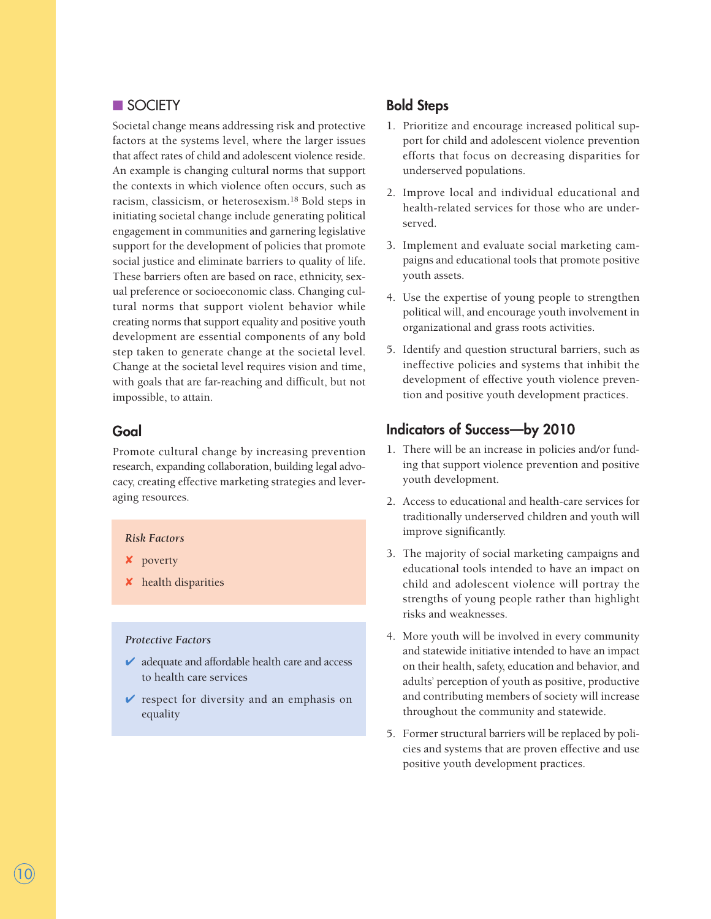## SOCIETY

Societal change means addressing risk and protective factors at the systems level, where the larger issues that affect rates of child and adolescent violence reside. An example is changing cultural norms that support the contexts in which violence often occurs, such as racism, classicism, or heterosexism.[18] Bold steps in initiating societal change include generating political engagement in communities and garnering legislative support for the development of policies that promote social justice and eliminate barriers to quality of life. These barriers often are based on race, ethnicity, sexual preference or socioeconomic class. Changing cultural norms that support violent behavior while creating norms that support equality and positive youth development are essential components of any bold step taken to generate change at the societal level. Change at the societal level requires vision and time, with goals that are far-reaching and difficult, but not impossible, to attain.

### Goal

Promote cultural change by increasing prevention research, expanding collaboration, building legal advocacy, creating effective marketing strategies and leveraging resources.

*Risk Factors*

- ✘ poverty
- ✘ health disparities

*Protective Factors*

- ✔ adequate and affordable health care and access to health care services
- ✔ respect for diversity and an emphasis on equality

### Bold Steps

1. Prioritize and encourage increased political support for child and adolescent violence prevention efforts that focus on decreasing disparities for underserved populations.
2. Improve local and individual educational and health-related services for those who are underserved.
3. Implement and evaluate social marketing campaigns and educational tools that promote positive youth assets.
4. Use the expertise of young people to strengthen political will, and encourage youth involvement in organizational and grass roots activities.
5. Identify and question structural barriers, such as ineffective policies and systems that inhibit the development of effective youth violence prevention and positive youth development practices.

### Indicators of Success—by 2010

1. There will be an increase in policies and/or funding that support violence prevention and positive youth development.
2. Access to educational and health-care services for traditionally underserved children and youth will improve significantly.
3. The majority of social marketing campaigns and educational tools intended to have an impact on child and adolescent violence will portray the strengths of young people rather than highlight risks and weaknesses.
4. More youth will be involved in every community and statewide initiative intended to have an impact on their health, safety, education and behavior, and adults' perception of youth as positive, productive and contributing members of society will increase throughout the community and statewide.
5. Former structural barriers will be replaced by policies and systems that are proven effective and use positive youth development practices.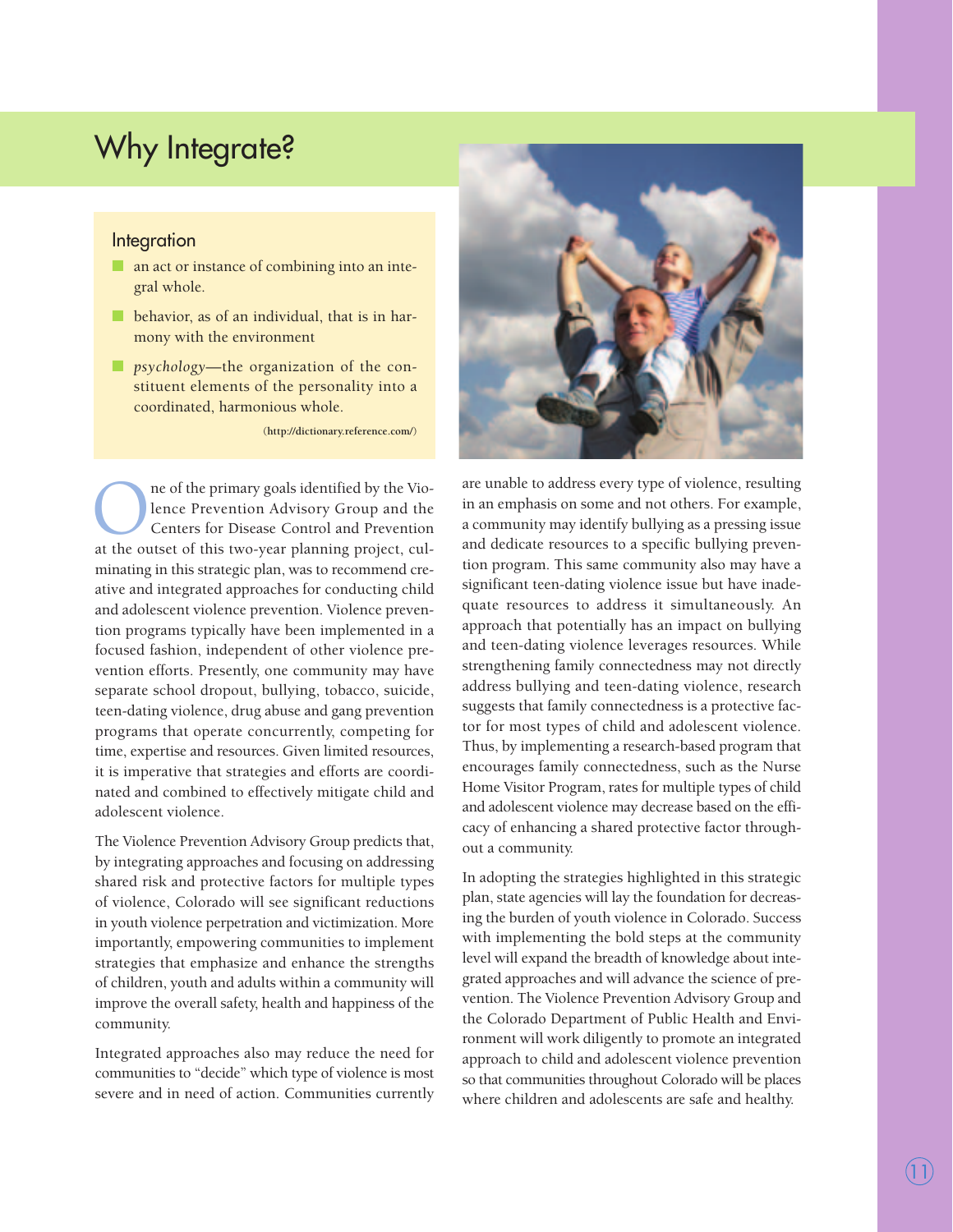# Why Integrate?

## Integration

- an act or instance of combining into an integral whole.
- behavior, as of an individual, that is in harmony with the environment
- *psychology*—the organization of the constituent elements of the personality into a coordinated, harmonious whole.

(http://dictionary.reference.com/)

One of the primary goals identified by the Violence Prevention Advisory Group and the Centers for Disease Control and Prevention at the outset of this two-year planning project, culminating in this strategic plan, was to recommend creative and integrated approaches for conducting child and adolescent violence prevention. Violence prevention programs typically have been implemented in a focused fashion, independent of other violence prevention efforts. Presently, one community may have separate school dropout, bullying, tobacco, suicide, teen-dating violence, drug abuse and gang prevention programs that operate concurrently, competing for time, expertise and resources. Given limited resources, it is imperative that strategies and efforts are coordinated and combined to effectively mitigate child and adolescent violence.

The Violence Prevention Advisory Group predicts that, by integrating approaches and focusing on addressing shared risk and protective factors for multiple types of violence, Colorado will see significant reductions in youth violence perpetration and victimization. More importantly, empowering communities to implement strategies that emphasize and enhance the strengths of children, youth and adults within a community will improve the overall safety, health and happiness of the community.

Integrated approaches also may reduce the need for communities to "decide" which type of violence is most severe and in need of action. Communities currently are unable to address every type of violence, resulting in an emphasis on some and not others. For example, a community may identify bullying as a pressing issue and dedicate resources to a specific bullying prevention program. This same community also may have a significant teen-dating violence issue but have inadequate resources to address it simultaneously. An approach that potentially has an impact on bullying and teen-dating violence leverages resources. While strengthening family connectedness may not directly address bullying and teen-dating violence, research suggests that family connectedness is a protective factor for most types of child and adolescent violence. Thus, by implementing a research-based program that encourages family connectedness, such as the Nurse Home Visitor Program, rates for multiple types of child and adolescent violence may decrease based on the efficacy of enhancing a shared protective factor throughout a community.

In adopting the strategies highlighted in this strategic plan, state agencies will lay the foundation for decreasing the burden of youth violence in Colorado. Success with implementing the bold steps at the community level will expand the breadth of knowledge about integrated approaches and will advance the science of prevention. The Violence Prevention Advisory Group and the Colorado Department of Public Health and Environment will work diligently to promote an integrated approach to child and adolescent violence prevention so that communities throughout Colorado will be places where children and adolescents are safe and healthy.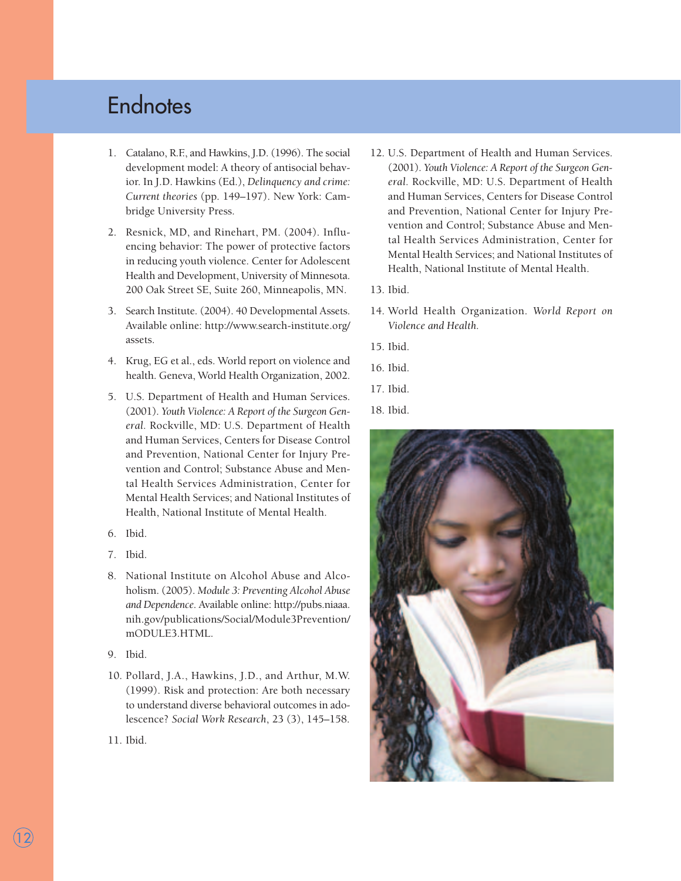# Endnotes

1. Catalano, R.F., and Hawkins, J.D. (1996). The social development model: A theory of antisocial behavior. In J.D. Hawkins (Ed.), *Delinquency and crime: Current theories* (pp. 149–197). New York: Cambridge University Press.

2. Resnick, MD, and Rinehart, PM. (2004). Influencing behavior: The power of protective factors in reducing youth violence. Center for Adolescent Health and Development, University of Minnesota. 200 Oak Street SE, Suite 260, Minneapolis, MN.

3. Search Institute. (2004). 40 Developmental Assets. Available online: http://www.search-institute.org/assets.

4. Krug, EG et al., eds. World report on violence and health. Geneva, World Health Organization, 2002.

5. U.S. Department of Health and Human Services. (2001). *Youth Violence: A Report of the Surgeon General*. Rockville, MD: U.S. Department of Health and Human Services, Centers for Disease Control and Prevention, National Center for Injury Prevention and Control; Substance Abuse and Mental Health Services Administration, Center for Mental Health Services; and National Institutes of Health, National Institute of Mental Health.

6. Ibid.

7. Ibid.

8. National Institute on Alcohol Abuse and Alcoholism. (2005). *Module 3: Preventing Alcohol Abuse and Dependence*. Available online: http://pubs.niaaa.nih.gov/publications/Social/Module3Prevention/mODULE3.HTML.

9. Ibid.

10. Pollard, J.A., Hawkins, J.D., and Arthur, M.W. (1999). Risk and protection: Are both necessary to understand diverse behavioral outcomes in adolescence? *Social Work Research*, 23 (3), 145–158.

11. Ibid.

12. U.S. Department of Health and Human Services. (2001). *Youth Violence: A Report of the Surgeon General.* Rockville, MD: U.S. Department of Health and Human Services, Centers for Disease Control and Prevention, National Center for Injury Prevention and Control; Substance Abuse and Mental Health Services Administration, Center for Mental Health Services; and National Institutes of Health, National Institute of Mental Health.

13. Ibid.

14. World Health Organization. *World Report on Violence and Health.*

15. Ibid.

16. Ibid.

17. Ibid.

18. Ibid.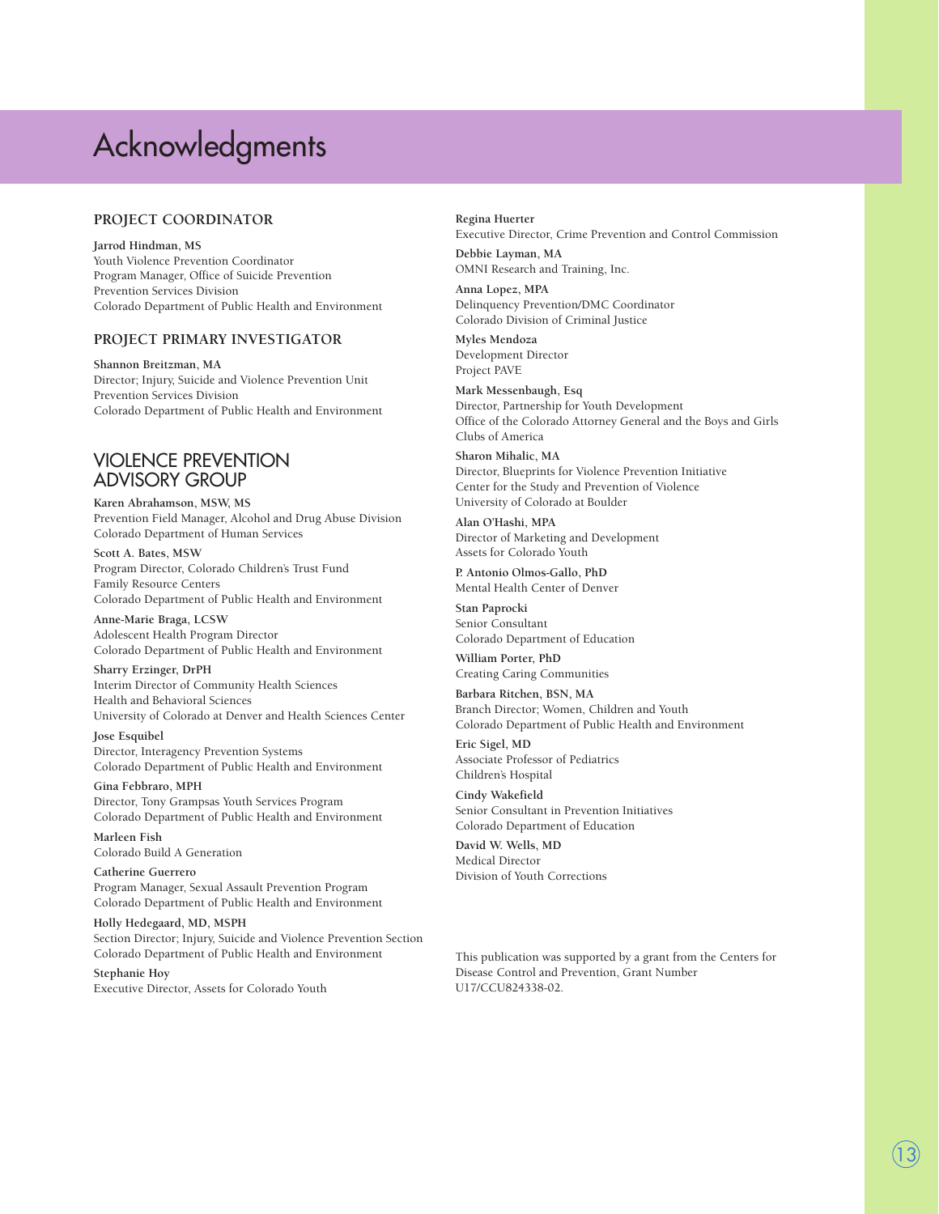# Acknowledgments

## PROJECT COORDINATOR

**Jarrod Hindman, MS**
Youth Violence Prevention Coordinator
Program Manager, Office of Suicide Prevention
Prevention Services Division
Colorado Department of Public Health and Environment

## PROJECT PRIMARY INVESTIGATOR

**Shannon Breitzman, MA**
Director; Injury, Suicide and Violence Prevention Unit
Prevention Services Division
Colorado Department of Public Health and Environment

## VIOLENCE PREVENTION ADVISORY GROUP

**Karen Abrahamson, MSW, MS**
Prevention Field Manager, Alcohol and Drug Abuse Division
Colorado Department of Human Services

**Scott A. Bates, MSW**
Program Director, Colorado Children's Trust Fund
Family Resource Centers
Colorado Department of Public Health and Environment

**Anne-Marie Braga, LCSW**
Adolescent Health Program Director
Colorado Department of Public Health and Environment

**Sharry Erzinger, DrPH**
Interim Director of Community Health Sciences
Health and Behavioral Sciences
University of Colorado at Denver and Health Sciences Center

**Jose Esquibel**
Director, Interagency Prevention Systems
Colorado Department of Public Health and Environment

**Gina Febbraro, MPH**
Director, Tony Grampsas Youth Services Program
Colorado Department of Public Health and Environment

**Marleen Fish**
Colorado Build A Generation

**Catherine Guerrero**
Program Manager, Sexual Assault Prevention Program
Colorado Department of Public Health and Environment

**Holly Hedegaard, MD, MSPH**
Section Director; Injury, Suicide and Violence Prevention Section
Colorado Department of Public Health and Environment

**Stephanie Hoy**
Executive Director, Assets for Colorado Youth

**Regina Huerter**
Executive Director, Crime Prevention and Control Commission

**Debbie Layman, MA**
OMNI Research and Training, Inc.

**Anna Lopez, MPA**
Delinquency Prevention/DMC Coordinator
Colorado Division of Criminal Justice

**Myles Mendoza**
Development Director
Project PAVE

**Mark Messenbaugh, Esq**
Director, Partnership for Youth Development
Office of the Colorado Attorney General and the Boys and Girls Clubs of America

**Sharon Mihalic, MA**
Director, Blueprints for Violence Prevention Initiative
Center for the Study and Prevention of Violence
University of Colorado at Boulder

**Alan O'Hashi, MPA**
Director of Marketing and Development
Assets for Colorado Youth

**P. Antonio Olmos-Gallo, PhD**
Mental Health Center of Denver

**Stan Paprocki**
Senior Consultant
Colorado Department of Education

**William Porter, PhD**
Creating Caring Communities

**Barbara Ritchen, BSN, MA**
Branch Director; Women, Children and Youth
Colorado Department of Public Health and Environment

**Eric Sigel, MD**
Associate Professor of Pediatrics
Children's Hospital

**Cindy Wakefield**
Senior Consultant in Prevention Initiatives
Colorado Department of Education

**David W. Wells, MD**
Medical Director
Division of Youth Corrections

This publication was supported by a grant from the Centers for Disease Control and Prevention, Grant Number U17/CCU824338-02.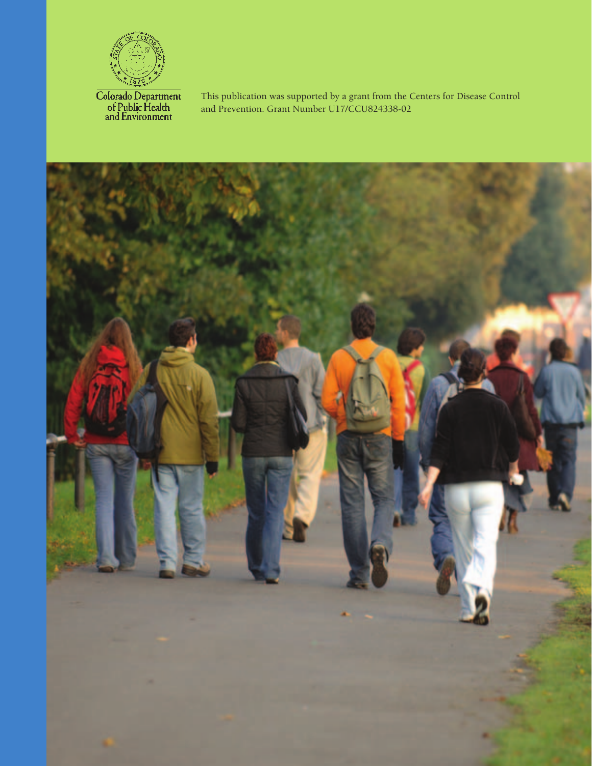Colorado Department of Public Health and Environment

This publication was supported by a grant from the Centers for Disease Control and Prevention. Grant Number U17/CCU824338-02